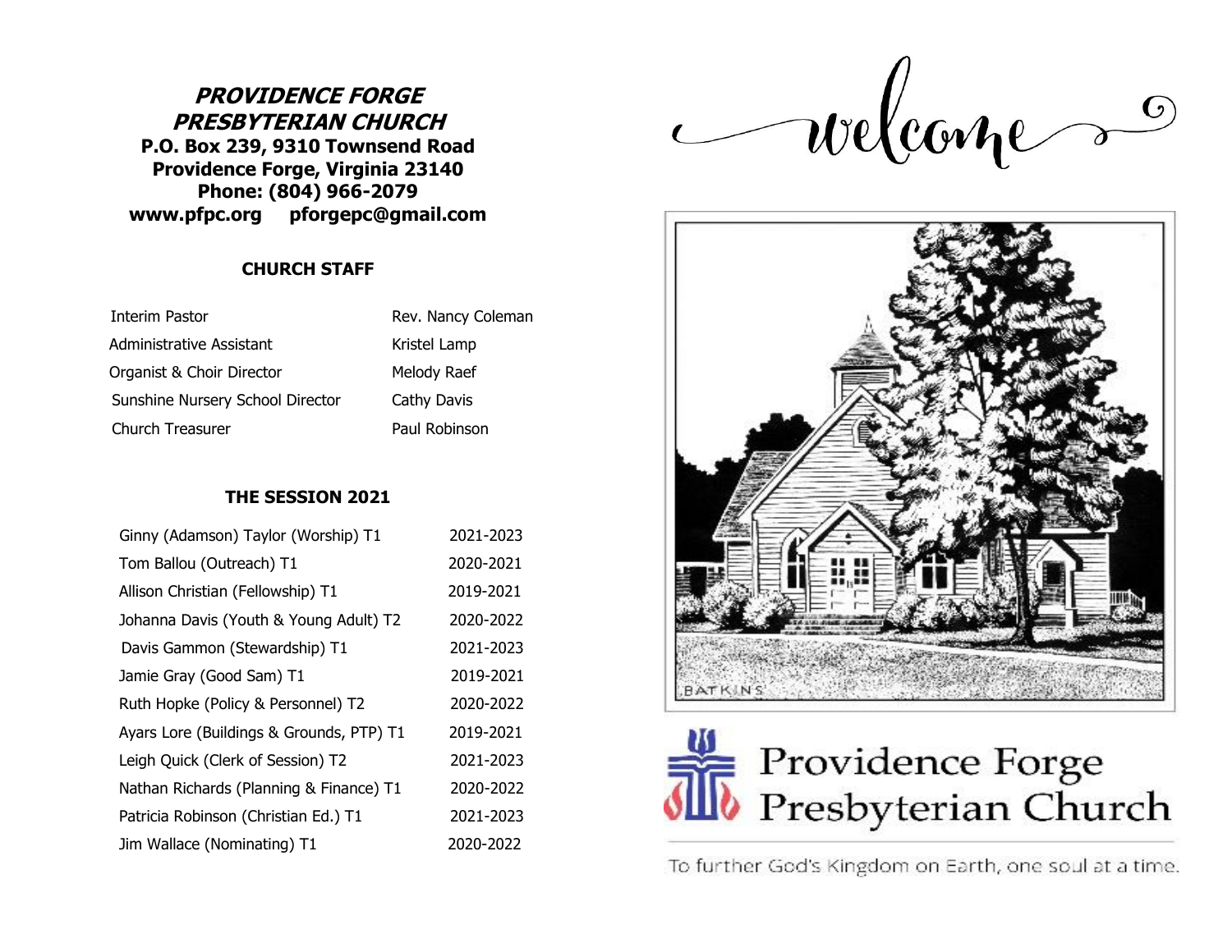***PROVIDENCE FORGE PRESBYTERIAN CHURCH***

**P.O. Box 239, 9310 Townsend Road**
**Providence Forge, Virginia 23140**
**Phone: (804) 966-2079**
**www.pfpc.org pforgepc@gmail.com**

## CHURCH STAFF

| | |
|---|---|
| Interim Pastor | Rev. Nancy Coleman |
| Administrative Assistant | Kristel Lamp |
| Organist & Choir Director | Melody Raef |
| Sunshine Nursery School Director | Cathy Davis |
| Church Treasurer | Paul Robinson |

## THE SESSION 2021

| | |
|---|---|
| Ginny (Adamson) Taylor (Worship) T1 | 2021-2023 |
| Tom Ballou (Outreach) T1 | 2020-2021 |
| Allison Christian (Fellowship) T1 | 2019-2021 |
| Johanna Davis (Youth & Young Adult) T2 | 2020-2022 |
| Davis Gammon (Stewardship) T1 | 2021-2023 |
| Jamie Gray (Good Sam) T1 | 2019-2021 |
| Ruth Hopke (Policy & Personnel) T2 | 2020-2022 |
| Ayars Lore (Buildings & Grounds, PTP) T1 | 2019-2021 |
| Leigh Quick (Clerk of Session) T2 | 2021-2023 |
| Nathan Richards (Planning & Finance) T1 | 2020-2022 |
| Patricia Robinson (Christian Ed.) T1 | 2021-2023 |
| Jim Wallace (Nominating) T1 | 2020-2022 |

welcome

BATKINS

# Providence Forge Presbyterian Church

To further God's Kingdom on Earth, one soul at a time.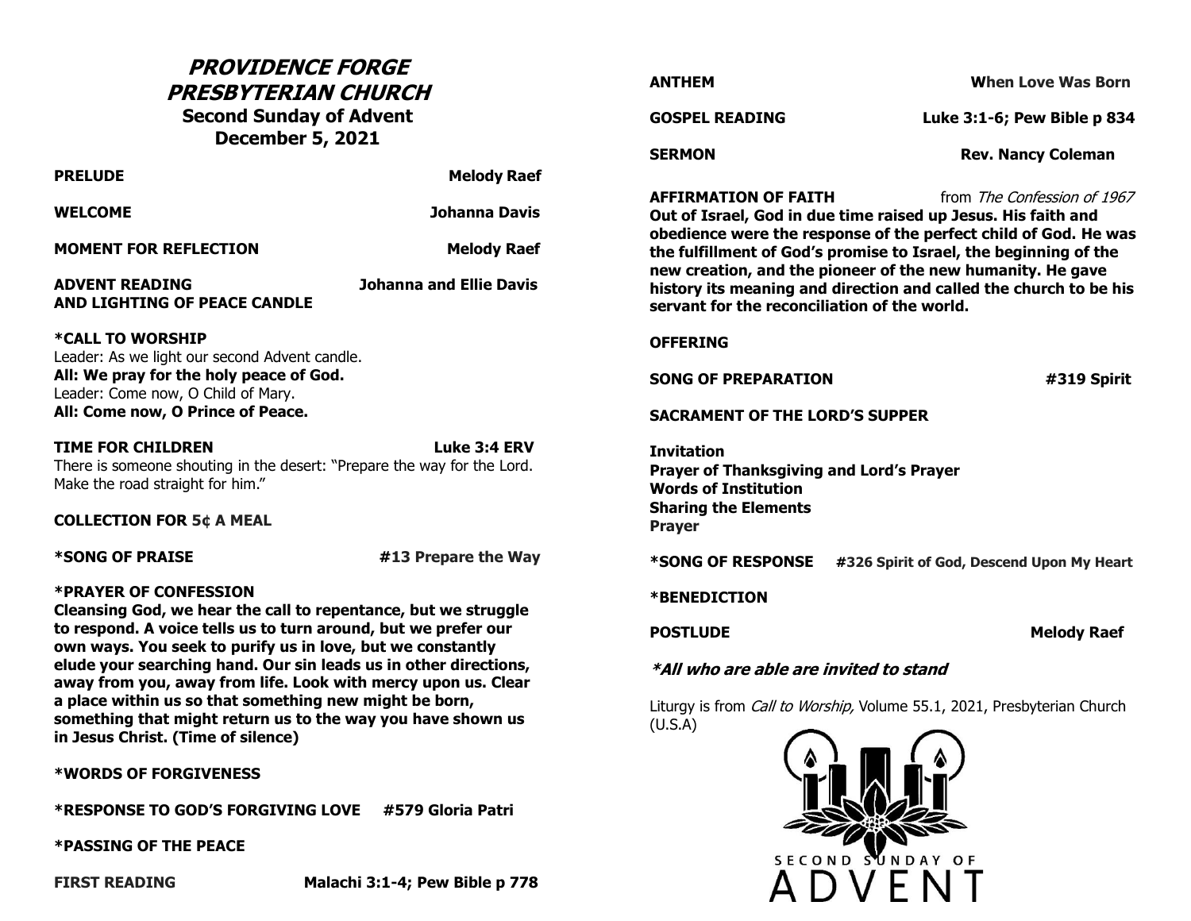# PROVIDENCE FORGE PRESBYTERIAN CHURCH

**Second Sunday of Advent**
**December 5, 2021**

**PRELUDE** **Melody Raef**

**WELCOME** **Johanna Davis**

**MOMENT FOR REFLECTION** **Melody Raef**

**ADVENT READING AND LIGHTING OF PEACE CANDLE** **Johanna and Ellie Davis**

**\*CALL TO WORSHIP**
Leader: As we light our second Advent candle.
**All: We pray for the holy peace of God.**
Leader: Come now, O Child of Mary.
**All: Come now, O Prince of Peace.**

**TIME FOR CHILDREN** **Luke 3:4 ERV**
There is someone shouting in the desert: "Prepare the way for the Lord. Make the road straight for him."

**COLLECTION FOR 5¢ A MEAL**

**\*SONG OF PRAISE** **#13 Prepare the Way**

**\*PRAYER OF CONFESSION**
**Cleansing God, we hear the call to repentance, but we struggle to respond. A voice tells us to turn around, but we prefer our own ways. You seek to purify us in love, but we constantly elude your searching hand. Our sin leads us in other directions, away from you, away from life. Look with mercy upon us. Clear a place within us so that something new might be born, something that might return us to the way you have shown us in Jesus Christ. (Time of silence)**

**\*WORDS OF FORGIVENESS**

**\*RESPONSE TO GOD'S FORGIVING LOVE** **#579 Gloria Patri**

**\*PASSING OF THE PEACE**

**FIRST READING** **Malachi 3:1-4; Pew Bible p 778**

**ANTHEM** **When Love Was Born**

**GOSPEL READING** **Luke 3:1-6; Pew Bible p 834**

**SERMON** **Rev. Nancy Coleman**

**AFFIRMATION OF FAITH** from *The Confession of 1967*
**Out of Israel, God in due time raised up Jesus. His faith and obedience were the response of the perfect child of God. He was the fulfillment of God's promise to Israel, the beginning of the new creation, and the pioneer of the new humanity. He gave history its meaning and direction and called the church to be his servant for the reconciliation of the world.**

**OFFERING**

**SONG OF PREPARATION** **#319 Spirit**

**SACRAMENT OF THE LORD'S SUPPER**

**Invitation**
**Prayer of Thanksgiving and Lord's Prayer**
**Words of Institution**
**Sharing the Elements**
**Prayer**

**\*SONG OF RESPONSE** **#326 Spirit of God, Descend Upon My Heart**

**\*BENEDICTION**

**POSTLUDE** **Melody Raef**

***\*All who are able are invited to stand***

Liturgy is from *Call to Worship,* Volume 55.1, 2021, Presbyterian Church (U.S.A)

SECOND SUNDAY OF ADVENT